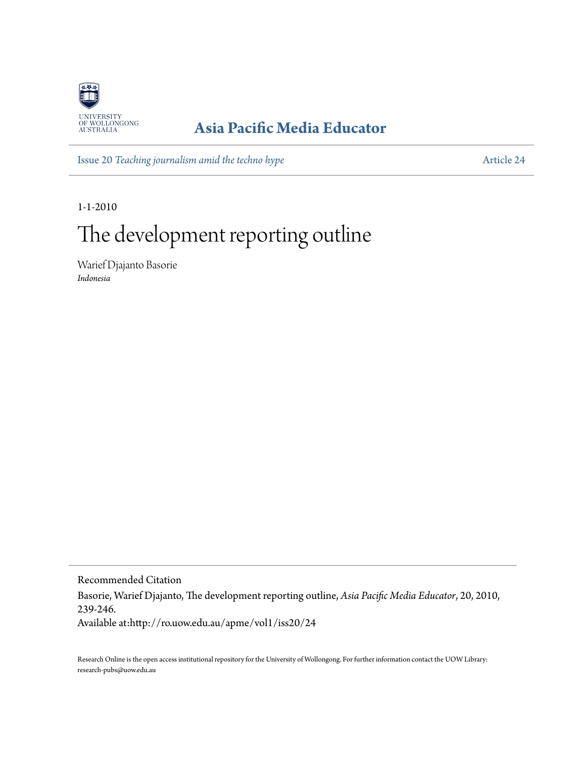UNIVERSITY OF WOLLONGONG AUSTRALIA

**Asia Pacific Media Educator**

Issue 20 *Teaching journalism amid the techno hype* | Article 24

1-1-2010

# The development reporting outline

Warief Djajanto Basorie
*Indonesia*

Recommended Citation

Basorie, Warief Djajanto, The development reporting outline, *Asia Pacific Media Educator*, 20, 2010, 239-246.
Available at:http://ro.uow.edu.au/apme/vol1/iss20/24

Research Online is the open access institutional repository for the University of Wollongong. For further information contact the UOW Library: research-pubs@uow.edu.au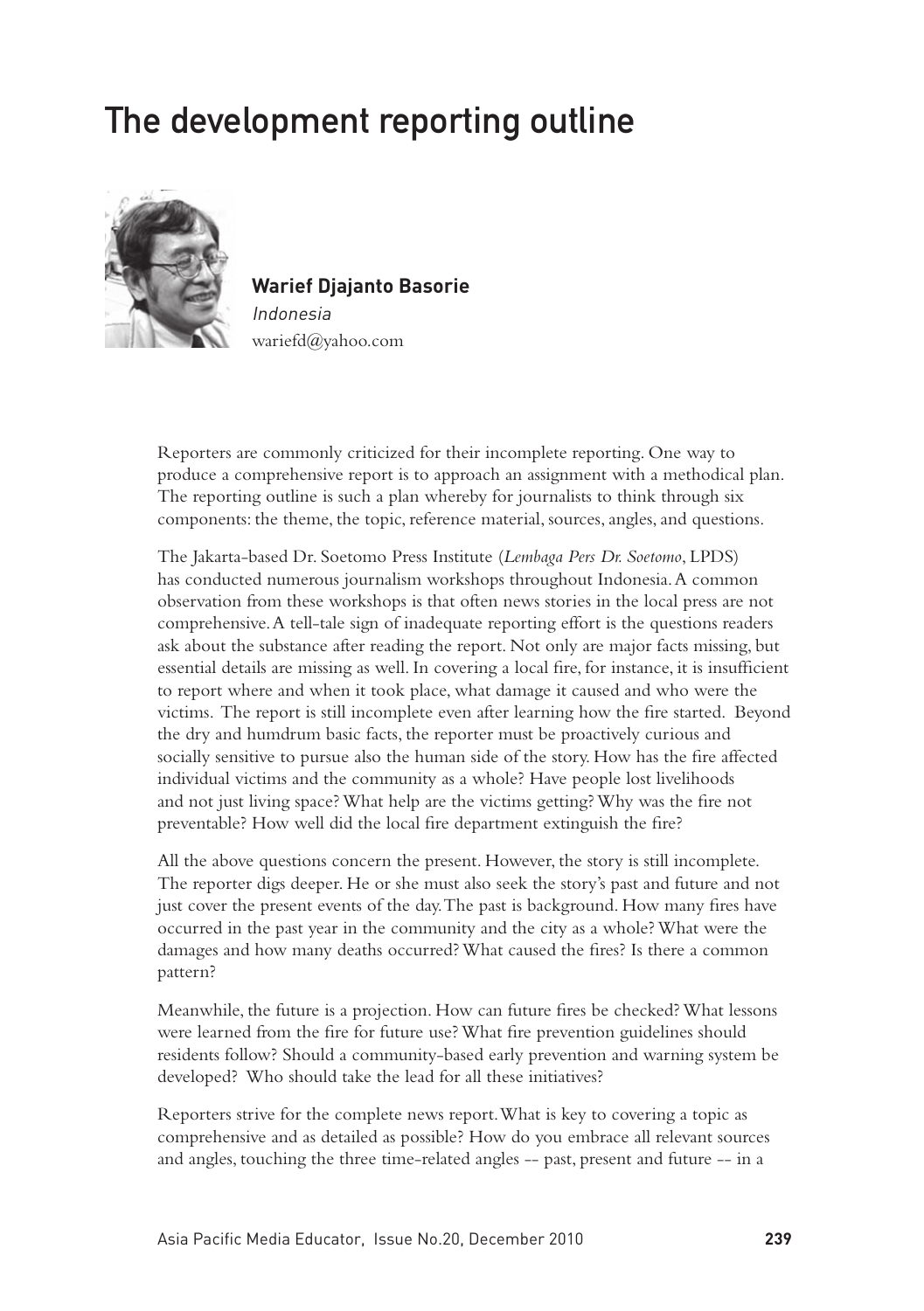# The development reporting outline

**Warief Djajanto Basorie**
*Indonesia*
wariefd@yahoo.com

Reporters are commonly criticized for their incomplete reporting. One way to produce a comprehensive report is to approach an assignment with a methodical plan. The reporting outline is such a plan whereby for journalists to think through six components: the theme, the topic, reference material, sources, angles, and questions.

The Jakarta-based Dr. Soetomo Press Institute (*Lembaga Pers Dr. Soetomo*, LPDS) has conducted numerous journalism workshops throughout Indonesia. A common observation from these workshops is that often news stories in the local press are not comprehensive. A tell-tale sign of inadequate reporting effort is the questions readers ask about the substance after reading the report. Not only are major facts missing, but essential details are missing as well. In covering a local fire, for instance, it is insufficient to report where and when it took place, what damage it caused and who were the victims. The report is still incomplete even after learning how the fire started. Beyond the dry and humdrum basic facts, the reporter must be proactively curious and socially sensitive to pursue also the human side of the story. How has the fire affected individual victims and the community as a whole? Have people lost livelihoods and not just living space? What help are the victims getting? Why was the fire not preventable? How well did the local fire department extinguish the fire?

All the above questions concern the present. However, the story is still incomplete. The reporter digs deeper. He or she must also seek the story's past and future and not just cover the present events of the day. The past is background. How many fires have occurred in the past year in the community and the city as a whole? What were the damages and how many deaths occurred? What caused the fires? Is there a common pattern?

Meanwhile, the future is a projection. How can future fires be checked? What lessons were learned from the fire for future use? What fire prevention guidelines should residents follow? Should a community-based early prevention and warning system be developed? Who should take the lead for all these initiatives?

Reporters strive for the complete news report. What is key to covering a topic as comprehensive and as detailed as possible? How do you embrace all relevant sources and angles, touching the three time-related angles -- past, present and future -- in a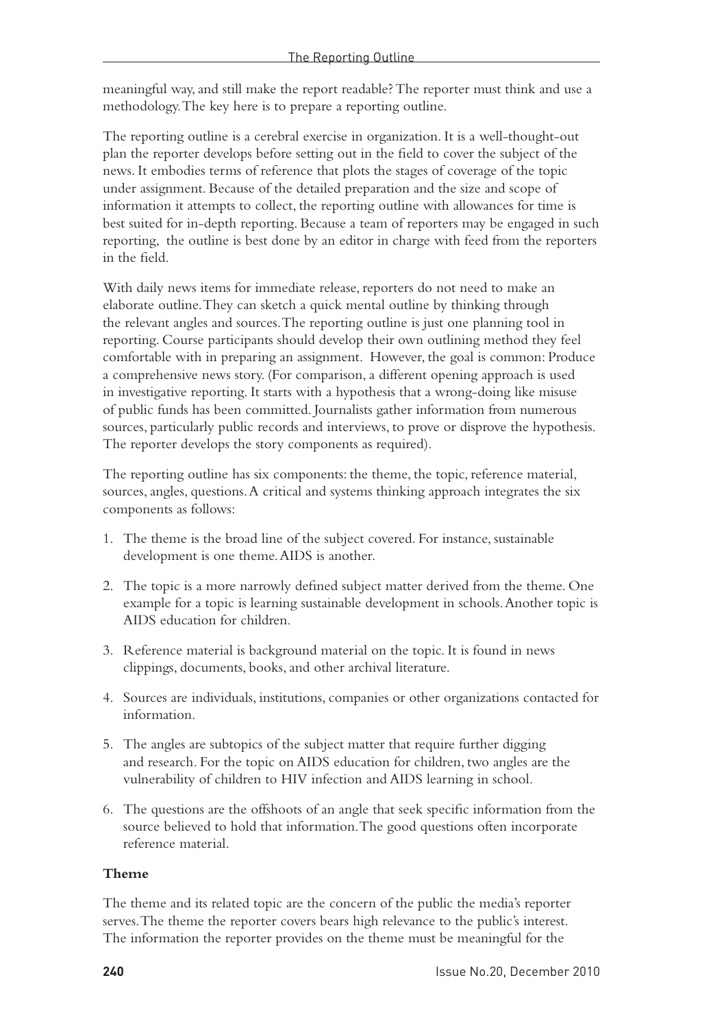meaningful way, and still make the report readable? The reporter must think and use a methodology. The key here is to prepare a reporting outline.

The reporting outline is a cerebral exercise in organization. It is a well-thought-out plan the reporter develops before setting out in the field to cover the subject of the news. It embodies terms of reference that plots the stages of coverage of the topic under assignment. Because of the detailed preparation and the size and scope of information it attempts to collect, the reporting outline with allowances for time is best suited for in-depth reporting. Because a team of reporters may be engaged in such reporting, the outline is best done by an editor in charge with feed from the reporters in the field.

With daily news items for immediate release, reporters do not need to make an elaborate outline. They can sketch a quick mental outline by thinking through the relevant angles and sources. The reporting outline is just one planning tool in reporting. Course participants should develop their own outlining method they feel comfortable with in preparing an assignment. However, the goal is common: Produce a comprehensive news story. (For comparison, a different opening approach is used in investigative reporting. It starts with a hypothesis that a wrong-doing like misuse of public funds has been committed. Journalists gather information from numerous sources, particularly public records and interviews, to prove or disprove the hypothesis. The reporter develops the story components as required).

The reporting outline has six components: the theme, the topic, reference material, sources, angles, questions. A critical and systems thinking approach integrates the six components as follows:

1. The theme is the broad line of the subject covered. For instance, sustainable development is one theme. AIDS is another.
2. The topic is a more narrowly defined subject matter derived from the theme. One example for a topic is learning sustainable development in schools. Another topic is AIDS education for children.
3. Reference material is background material on the topic. It is found in news clippings, documents, books, and other archival literature.
4. Sources are individuals, institutions, companies or other organizations contacted for information.
5. The angles are subtopics of the subject matter that require further digging and research. For the topic on AIDS education for children, two angles are the vulnerability of children to HIV infection and AIDS learning in school.
6. The questions are the offshoots of an angle that seek specific information from the source believed to hold that information. The good questions often incorporate reference material.

**Theme**

The theme and its related topic are the concern of the public the media's reporter serves. The theme the reporter covers bears high relevance to the public's interest. The information the reporter provides on the theme must be meaningful for the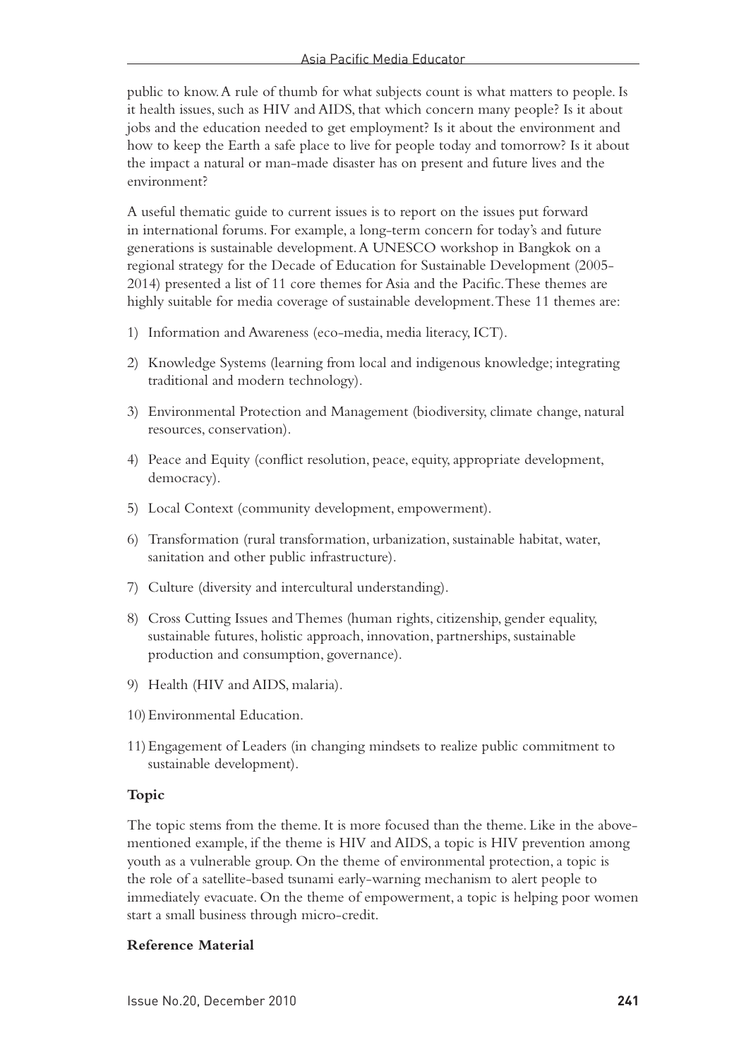public to know. A rule of thumb for what subjects count is what matters to people. Is it health issues, such as HIV and AIDS, that which concern many people? Is it about jobs and the education needed to get employment? Is it about the environment and how to keep the Earth a safe place to live for people today and tomorrow? Is it about the impact a natural or man-made disaster has on present and future lives and the environment?

A useful thematic guide to current issues is to report on the issues put forward in international forums. For example, a long-term concern for today's and future generations is sustainable development. A UNESCO workshop in Bangkok on a regional strategy for the Decade of Education for Sustainable Development (2005-2014) presented a list of 11 core themes for Asia and the Pacific. These themes are highly suitable for media coverage of sustainable development. These 11 themes are:

1) Information and Awareness (eco-media, media literacy, ICT).
2) Knowledge Systems (learning from local and indigenous knowledge; integrating traditional and modern technology).
3) Environmental Protection and Management (biodiversity, climate change, natural resources, conservation).
4) Peace and Equity (conflict resolution, peace, equity, appropriate development, democracy).
5) Local Context (community development, empowerment).
6) Transformation (rural transformation, urbanization, sustainable habitat, water, sanitation and other public infrastructure).
7) Culture (diversity and intercultural understanding).
8) Cross Cutting Issues and Themes (human rights, citizenship, gender equality, sustainable futures, holistic approach, innovation, partnerships, sustainable production and consumption, governance).
9) Health (HIV and AIDS, malaria).
10) Environmental Education.
11) Engagement of Leaders (in changing mindsets to realize public commitment to sustainable development).

**Topic**

The topic stems from the theme. It is more focused than the theme. Like in the above-mentioned example, if the theme is HIV and AIDS, a topic is HIV prevention among youth as a vulnerable group. On the theme of environmental protection, a topic is the role of a satellite-based tsunami early-warning mechanism to alert people to immediately evacuate. On the theme of empowerment, a topic is helping poor women start a small business through micro-credit.

**Reference Material**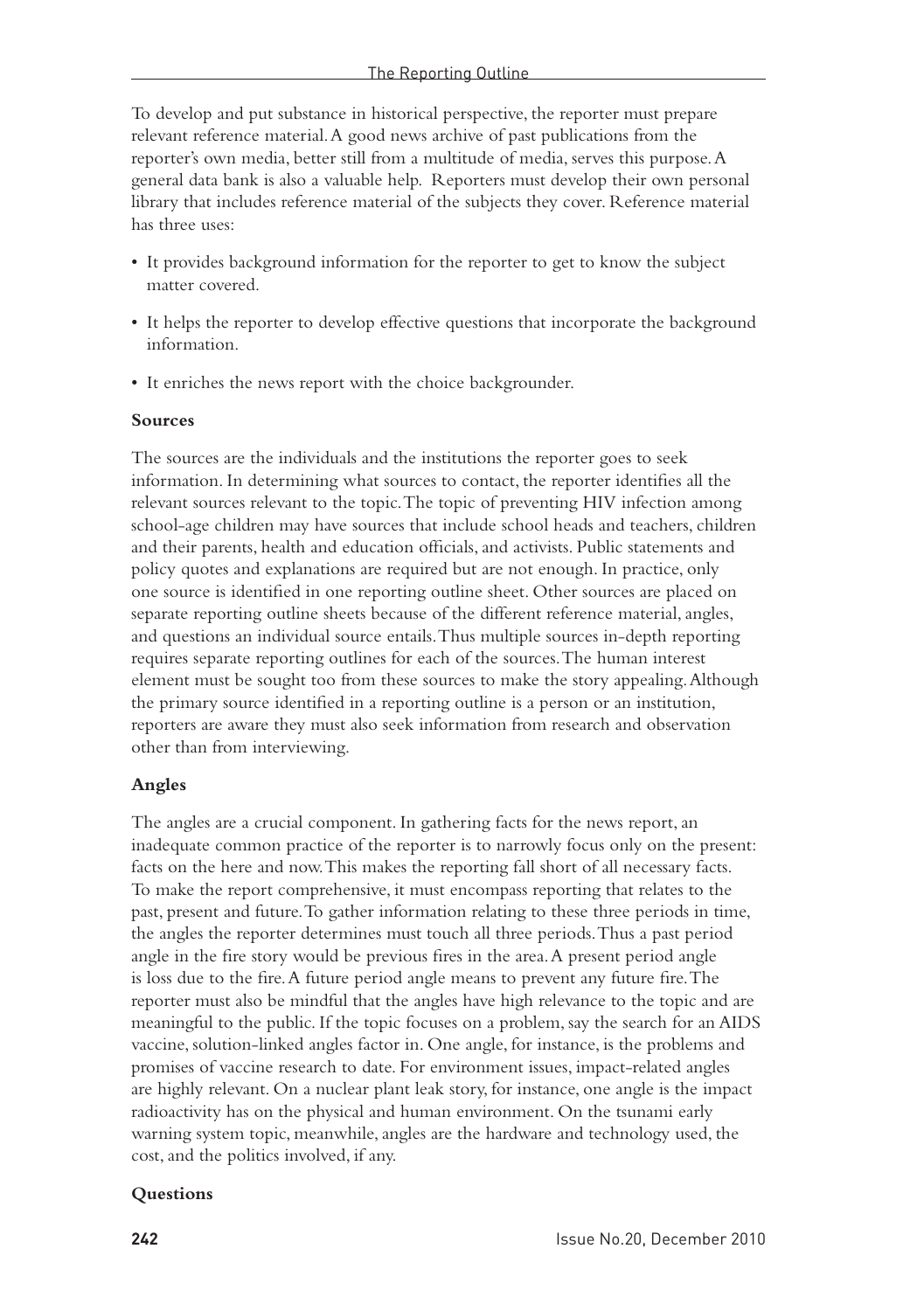To develop and put substance in historical perspective, the reporter must prepare relevant reference material. A good news archive of past publications from the reporter's own media, better still from a multitude of media, serves this purpose. A general data bank is also a valuable help. Reporters must develop their own personal library that includes reference material of the subjects they cover. Reference material has three uses:

- It provides background information for the reporter to get to know the subject matter covered.
- It helps the reporter to develop effective questions that incorporate the background information.
- It enriches the news report with the choice backgrounder.

**Sources**

The sources are the individuals and the institutions the reporter goes to seek information. In determining what sources to contact, the reporter identifies all the relevant sources relevant to the topic. The topic of preventing HIV infection among school-age children may have sources that include school heads and teachers, children and their parents, health and education officials, and activists. Public statements and policy quotes and explanations are required but are not enough. In practice, only one source is identified in one reporting outline sheet. Other sources are placed on separate reporting outline sheets because of the different reference material, angles, and questions an individual source entails. Thus multiple sources in-depth reporting requires separate reporting outlines for each of the sources. The human interest element must be sought too from these sources to make the story appealing. Although the primary source identified in a reporting outline is a person or an institution, reporters are aware they must also seek information from research and observation other than from interviewing.

**Angles**

The angles are a crucial component. In gathering facts for the news report, an inadequate common practice of the reporter is to narrowly focus only on the present: facts on the here and now. This makes the reporting fall short of all necessary facts. To make the report comprehensive, it must encompass reporting that relates to the past, present and future. To gather information relating to these three periods in time, the angles the reporter determines must touch all three periods. Thus a past period angle in the fire story would be previous fires in the area. A present period angle is loss due to the fire. A future period angle means to prevent any future fire. The reporter must also be mindful that the angles have high relevance to the topic and are meaningful to the public. If the topic focuses on a problem, say the search for an AIDS vaccine, solution-linked angles factor in. One angle, for instance, is the problems and promises of vaccine research to date. For environment issues, impact-related angles are highly relevant. On a nuclear plant leak story, for instance, one angle is the impact radioactivity has on the physical and human environment. On the tsunami early warning system topic, meanwhile, angles are the hardware and technology used, the cost, and the politics involved, if any.

**Questions**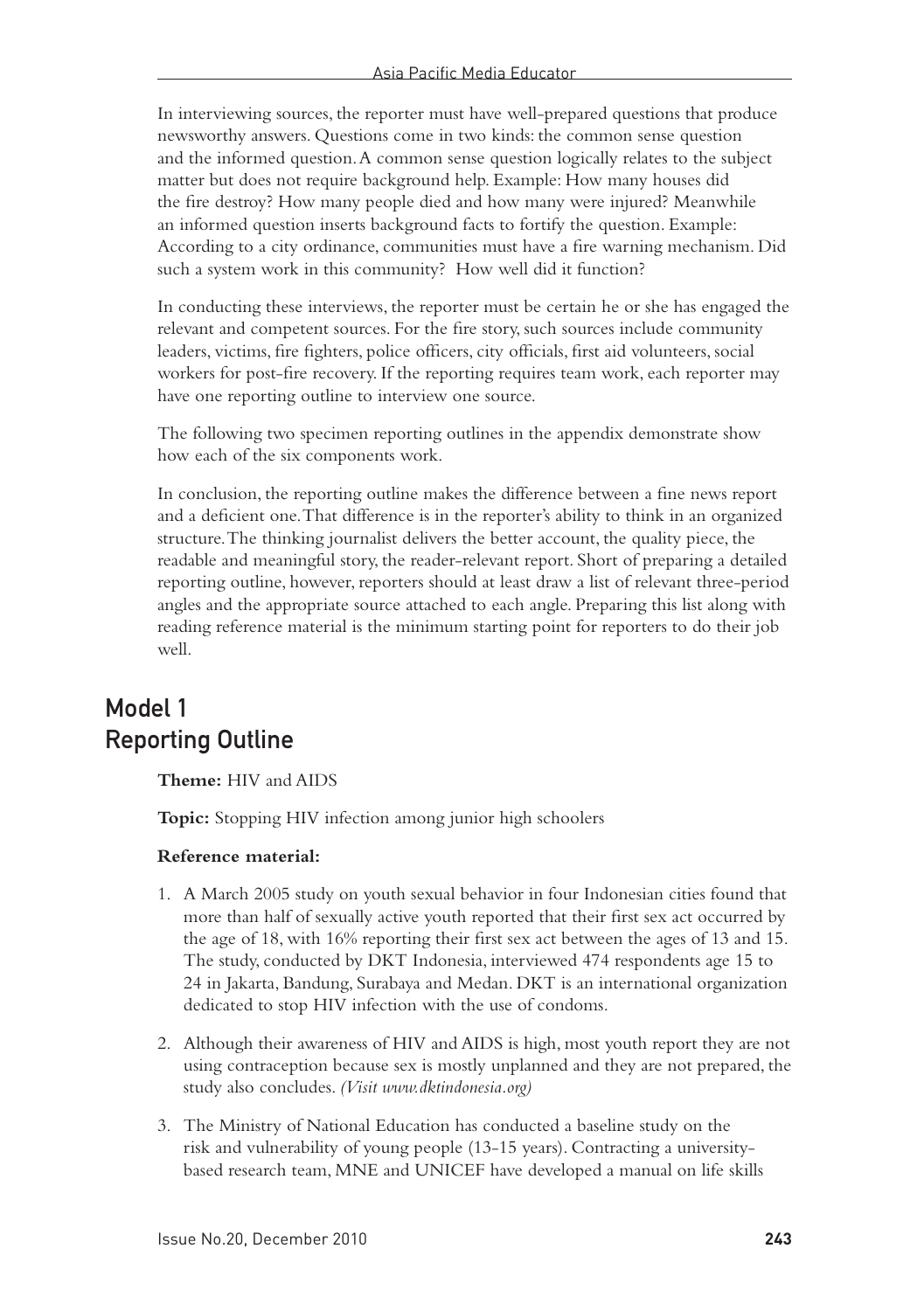In interviewing sources, the reporter must have well-prepared questions that produce newsworthy answers. Questions come in two kinds: the common sense question and the informed question. A common sense question logically relates to the subject matter but does not require background help. Example: How many houses did the fire destroy? How many people died and how many were injured? Meanwhile an informed question inserts background facts to fortify the question. Example: According to a city ordinance, communities must have a fire warning mechanism. Did such a system work in this community? How well did it function?

In conducting these interviews, the reporter must be certain he or she has engaged the relevant and competent sources. For the fire story, such sources include community leaders, victims, fire fighters, police officers, city officials, first aid volunteers, social workers for post-fire recovery. If the reporting requires team work, each reporter may have one reporting outline to interview one source.

The following two specimen reporting outlines in the appendix demonstrate show how each of the six components work.

In conclusion, the reporting outline makes the difference between a fine news report and a deficient one. That difference is in the reporter's ability to think in an organized structure. The thinking journalist delivers the better account, the quality piece, the readable and meaningful story, the reader-relevant report. Short of preparing a detailed reporting outline, however, reporters should at least draw a list of relevant three-period angles and the appropriate source attached to each angle. Preparing this list along with reading reference material is the minimum starting point for reporters to do their job well.

## Model 1
## Reporting Outline

**Theme:** HIV and AIDS

**Topic:** Stopping HIV infection among junior high schoolers

**Reference material:**

1. A March 2005 study on youth sexual behavior in four Indonesian cities found that more than half of sexually active youth reported that their first sex act occurred by the age of 18, with 16% reporting their first sex act between the ages of 13 and 15. The study, conducted by DKT Indonesia, interviewed 474 respondents age 15 to 24 in Jakarta, Bandung, Surabaya and Medan. DKT is an international organization dedicated to stop HIV infection with the use of condoms.
2. Although their awareness of HIV and AIDS is high, most youth report they are not using contraception because sex is mostly unplanned and they are not prepared, the study also concludes. *(Visit www.dktindonesia.org)*
3. The Ministry of National Education has conducted a baseline study on the risk and vulnerability of young people (13-15 years). Contracting a university-based research team, MNE and UNICEF have developed a manual on life skills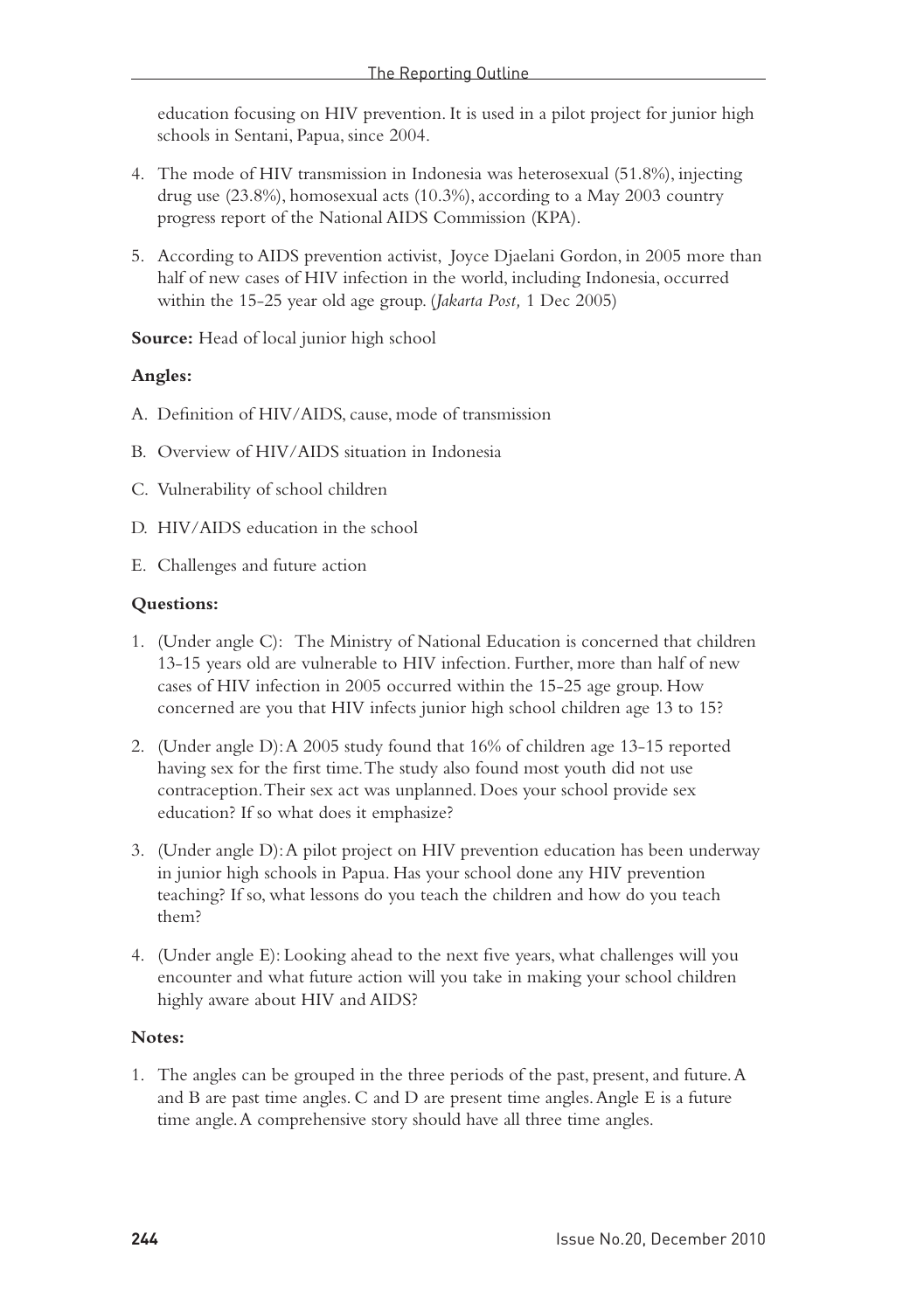education focusing on HIV prevention. It is used in a pilot project for junior high schools in Sentani, Papua, since 2004.

4. The mode of HIV transmission in Indonesia was heterosexual (51.8%), injecting drug use (23.8%), homosexual acts (10.3%), according to a May 2003 country progress report of the National AIDS Commission (KPA).

5. According to AIDS prevention activist, Joyce Djaelani Gordon, in 2005 more than half of new cases of HIV infection in the world, including Indonesia, occurred within the 15-25 year old age group. (*Jakarta Post,* 1 Dec 2005)

**Source:** Head of local junior high school

**Angles:**

A. Definition of HIV/AIDS, cause, mode of transmission

B. Overview of HIV/AIDS situation in Indonesia

C. Vulnerability of school children

D. HIV/AIDS education in the school

E. Challenges and future action

**Questions:**

1. (Under angle C): The Ministry of National Education is concerned that children 13-15 years old are vulnerable to HIV infection. Further, more than half of new cases of HIV infection in 2005 occurred within the 15-25 age group. How concerned are you that HIV infects junior high school children age 13 to 15?

2. (Under angle D): A 2005 study found that 16% of children age 13-15 reported having sex for the first time. The study also found most youth did not use contraception. Their sex act was unplanned. Does your school provide sex education? If so what does it emphasize?

3. (Under angle D): A pilot project on HIV prevention education has been underway in junior high schools in Papua. Has your school done any HIV prevention teaching? If so, what lessons do you teach the children and how do you teach them?

4. (Under angle E): Looking ahead to the next five years, what challenges will you encounter and what future action will you take in making your school children highly aware about HIV and AIDS?

**Notes:**

1. The angles can be grouped in the three periods of the past, present, and future. A and B are past time angles. C and D are present time angles. Angle E is a future time angle. A comprehensive story should have all three time angles.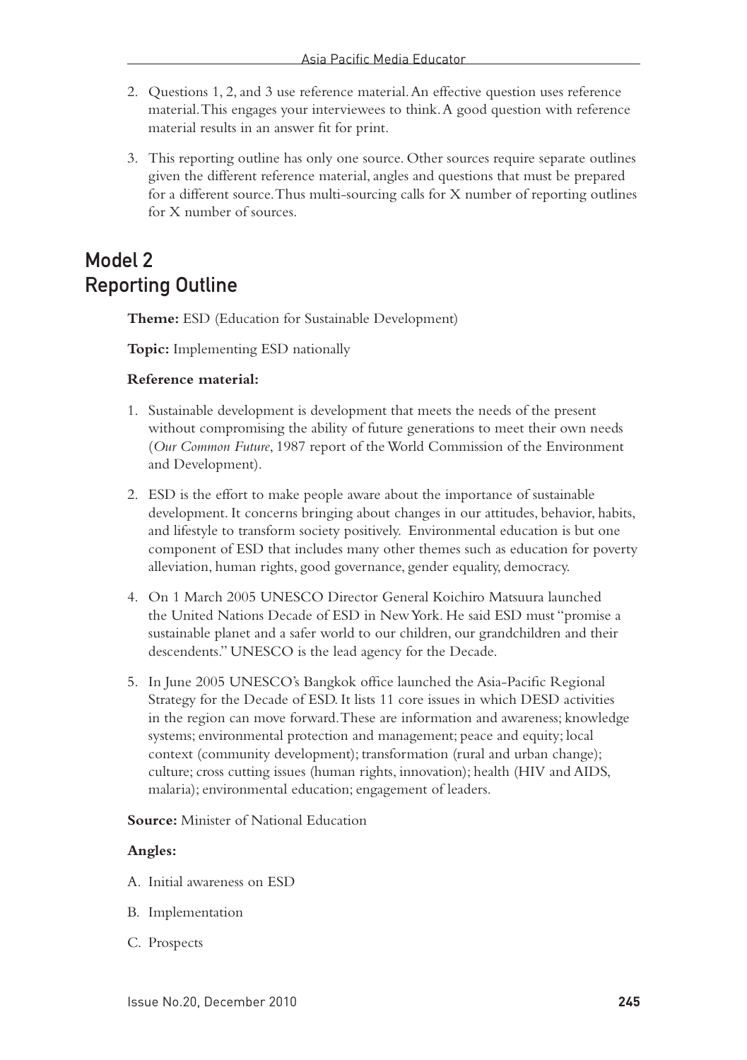2. Questions 1, 2, and 3 use reference material. An effective question uses reference material. This engages your interviewees to think. A good question with reference material results in an answer fit for print.

3. This reporting outline has only one source. Other sources require separate outlines given the different reference material, angles and questions that must be prepared for a different source. Thus multi-sourcing calls for X number of reporting outlines for X number of sources.

## Model 2
## Reporting Outline

**Theme:** ESD (Education for Sustainable Development)

**Topic:** Implementing ESD nationally

**Reference material:**

1. Sustainable development is development that meets the needs of the present without compromising the ability of future generations to meet their own needs (*Our Common Future*, 1987 report of the World Commission of the Environment and Development).

2. ESD is the effort to make people aware about the importance of sustainable development. It concerns bringing about changes in our attitudes, behavior, habits, and lifestyle to transform society positively. Environmental education is but one component of ESD that includes many other themes such as education for poverty alleviation, human rights, good governance, gender equality, democracy.

4. On 1 March 2005 UNESCO Director General Koichiro Matsuura launched the United Nations Decade of ESD in New York. He said ESD must "promise a sustainable planet and a safer world to our children, our grandchildren and their descendents." UNESCO is the lead agency for the Decade.

5. In June 2005 UNESCO's Bangkok office launched the Asia-Pacific Regional Strategy for the Decade of ESD. It lists 11 core issues in which DESD activities in the region can move forward. These are information and awareness; knowledge systems; environmental protection and management; peace and equity; local context (community development); transformation (rural and urban change); culture; cross cutting issues (human rights, innovation); health (HIV and AIDS, malaria); environmental education; engagement of leaders.

**Source:** Minister of National Education

**Angles:**

A. Initial awareness on ESD

B. Implementation

C. Prospects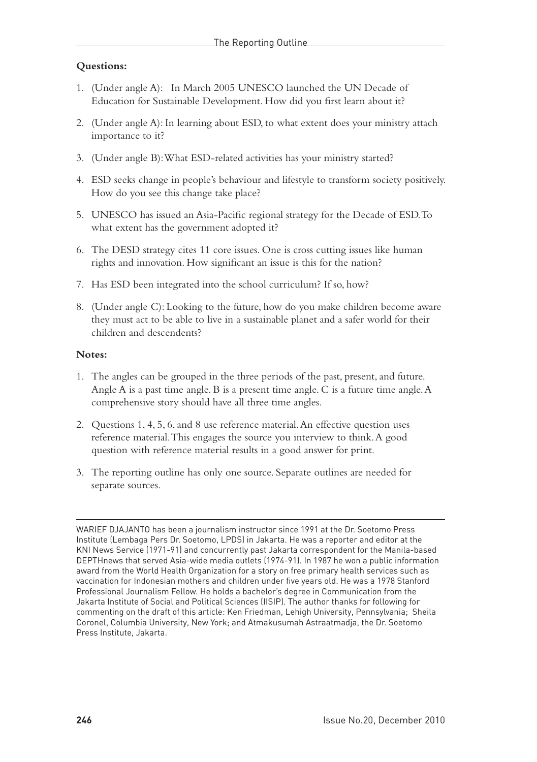**Questions:**

1. (Under angle A): In March 2005 UNESCO launched the UN Decade of Education for Sustainable Development. How did you first learn about it?

2. (Under angle A): In learning about ESD, to what extent does your ministry attach importance to it?

3. (Under angle B): What ESD-related activities has your ministry started?

4. ESD seeks change in people's behaviour and lifestyle to transform society positively. How do you see this change take place?

5. UNESCO has issued an Asia-Pacific regional strategy for the Decade of ESD. To what extent has the government adopted it?

6. The DESD strategy cites 11 core issues. One is cross cutting issues like human rights and innovation. How significant an issue is this for the nation?

7. Has ESD been integrated into the school curriculum? If so, how?

8. (Under angle C): Looking to the future, how do you make children become aware they must act to be able to live in a sustainable planet and a safer world for their children and descendents?

**Notes:**

1. The angles can be grouped in the three periods of the past, present, and future. Angle A is a past time angle. B is a present time angle. C is a future time angle. A comprehensive story should have all three time angles.

2. Questions 1, 4, 5, 6, and 8 use reference material. An effective question uses reference material. This engages the source you interview to think. A good question with reference material results in a good answer for print.

3. The reporting outline has only one source. Separate outlines are needed for separate sources.

---

WARIEF DJAJANTO has been a journalism instructor since 1991 at the Dr. Soetomo Press Institute (Lembaga Pers Dr. Soetomo, LPDS) in Jakarta. He was a reporter and editor at the KNI News Service (1971-91) and concurrently past Jakarta correspondent for the Manila-based DEPTHnews that served Asia-wide media outlets (1974-91). In 1987 he won a public information award from the World Health Organization for a story on free primary health services such as vaccination for Indonesian mothers and children under five years old. He was a 1978 Stanford Professional Journalism Fellow. He holds a bachelor's degree in Communication from the Jakarta Institute of Social and Political Sciences (IISIP). The author thanks for following for commenting on the draft of this article: Ken Friedman, Lehigh University, Pennsylvania; Sheila Coronel, Columbia University, New York; and Atmakusumah Astraatmadja, the Dr. Soetomo Press Institute, Jakarta.